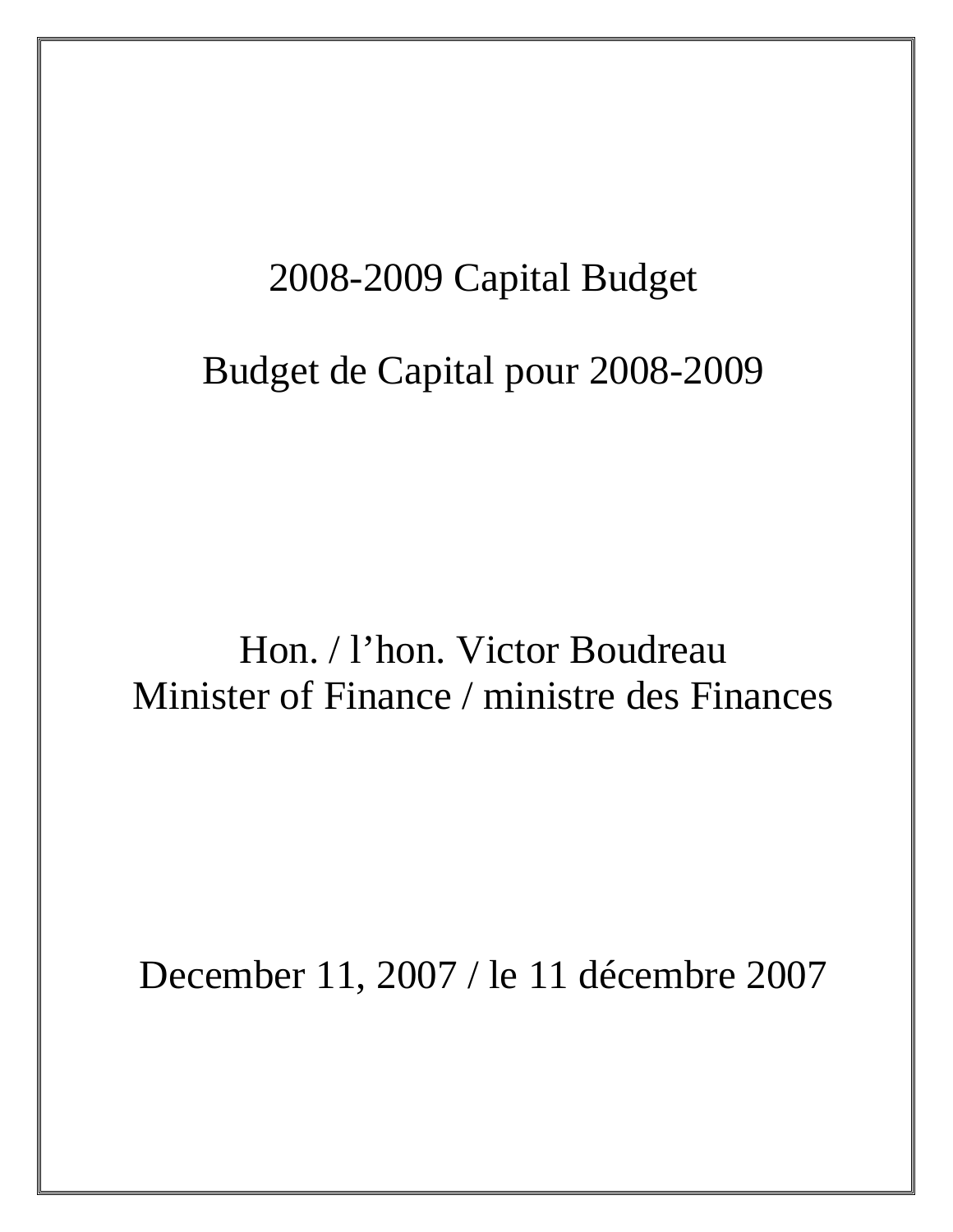# 2008-2009 Capital Budget

# Budget de Capital pour 2008-2009

Hon. / l'hon. Victor Boudreau
Minister of Finance / ministre des Finances

December 11, 2007 / le 11 décembre 2007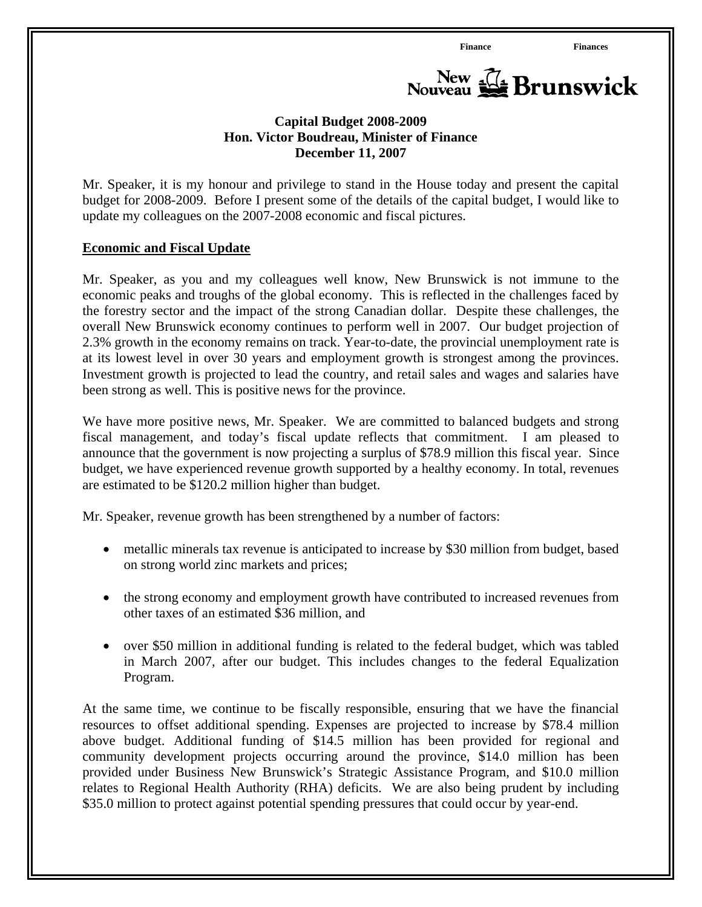# Capital Budget 2008-2009
## Hon. Victor Boudreau, Minister of Finance
## December 11, 2007

Mr. Speaker, it is my honour and privilege to stand in the House today and present the capital budget for 2008-2009. Before I present some of the details of the capital budget, I would like to update my colleagues on the 2007-2008 economic and fiscal pictures.

## Economic and Fiscal Update

Mr. Speaker, as you and my colleagues well know, New Brunswick is not immune to the economic peaks and troughs of the global economy. This is reflected in the challenges faced by the forestry sector and the impact of the strong Canadian dollar. Despite these challenges, the overall New Brunswick economy continues to perform well in 2007. Our budget projection of 2.3% growth in the economy remains on track. Year-to-date, the provincial unemployment rate is at its lowest level in over 30 years and employment growth is strongest among the provinces. Investment growth is projected to lead the country, and retail sales and wages and salaries have been strong as well. This is positive news for the province.

We have more positive news, Mr. Speaker. We are committed to balanced budgets and strong fiscal management, and today's fiscal update reflects that commitment. I am pleased to announce that the government is now projecting a surplus of $78.9 million this fiscal year. Since budget, we have experienced revenue growth supported by a healthy economy. In total, revenues are estimated to be $120.2 million higher than budget.

Mr. Speaker, revenue growth has been strengthened by a number of factors:

- metallic minerals tax revenue is anticipated to increase by $30 million from budget, based on strong world zinc markets and prices;
- the strong economy and employment growth have contributed to increased revenues from other taxes of an estimated $36 million, and
- over $50 million in additional funding is related to the federal budget, which was tabled in March 2007, after our budget. This includes changes to the federal Equalization Program.

At the same time, we continue to be fiscally responsible, ensuring that we have the financial resources to offset additional spending. Expenses are projected to increase by $78.4 million above budget. Additional funding of $14.5 million has been provided for regional and community development projects occurring around the province, $14.0 million has been provided under Business New Brunswick's Strategic Assistance Program, and $10.0 million relates to Regional Health Authority (RHA) deficits. We are also being prudent by including $35.0 million to protect against potential spending pressures that could occur by year-end.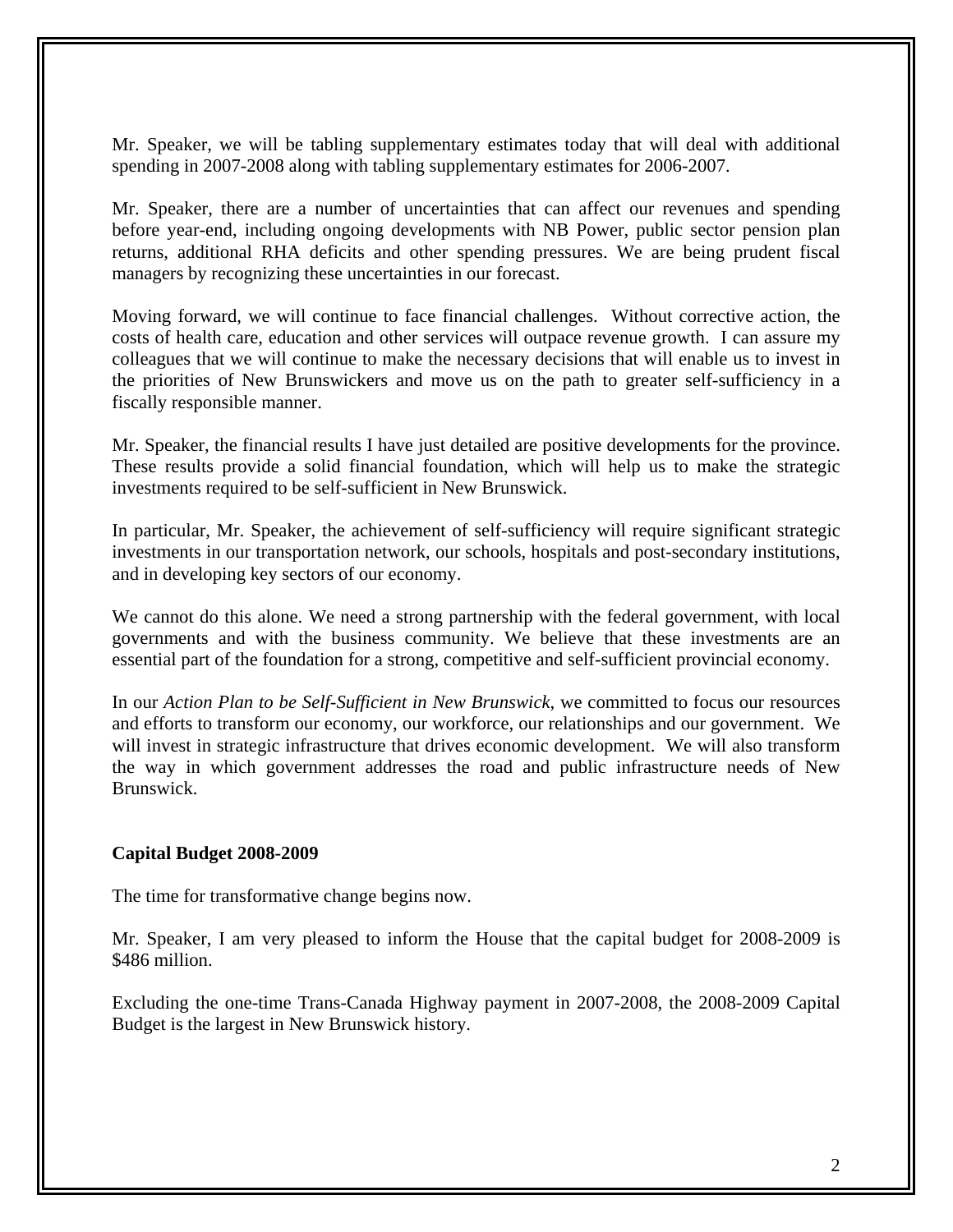Mr. Speaker, we will be tabling supplementary estimates today that will deal with additional spending in 2007-2008 along with tabling supplementary estimates for 2006-2007.

Mr. Speaker, there are a number of uncertainties that can affect our revenues and spending before year-end, including ongoing developments with NB Power, public sector pension plan returns, additional RHA deficits and other spending pressures. We are being prudent fiscal managers by recognizing these uncertainties in our forecast.

Moving forward, we will continue to face financial challenges. Without corrective action, the costs of health care, education and other services will outpace revenue growth. I can assure my colleagues that we will continue to make the necessary decisions that will enable us to invest in the priorities of New Brunswickers and move us on the path to greater self-sufficiency in a fiscally responsible manner.

Mr. Speaker, the financial results I have just detailed are positive developments for the province. These results provide a solid financial foundation, which will help us to make the strategic investments required to be self-sufficient in New Brunswick.

In particular, Mr. Speaker, the achievement of self-sufficiency will require significant strategic investments in our transportation network, our schools, hospitals and post-secondary institutions, and in developing key sectors of our economy.

We cannot do this alone. We need a strong partnership with the federal government, with local governments and with the business community. We believe that these investments are an essential part of the foundation for a strong, competitive and self-sufficient provincial economy.

In our *Action Plan to be Self-Sufficient in New Brunswick*, we committed to focus our resources and efforts to transform our economy, our workforce, our relationships and our government. We will invest in strategic infrastructure that drives economic development. We will also transform the way in which government addresses the road and public infrastructure needs of New Brunswick.

**Capital Budget 2008-2009**

The time for transformative change begins now.

Mr. Speaker, I am very pleased to inform the House that the capital budget for 2008-2009 is $486 million.

Excluding the one-time Trans-Canada Highway payment in 2007-2008, the 2008-2009 Capital Budget is the largest in New Brunswick history.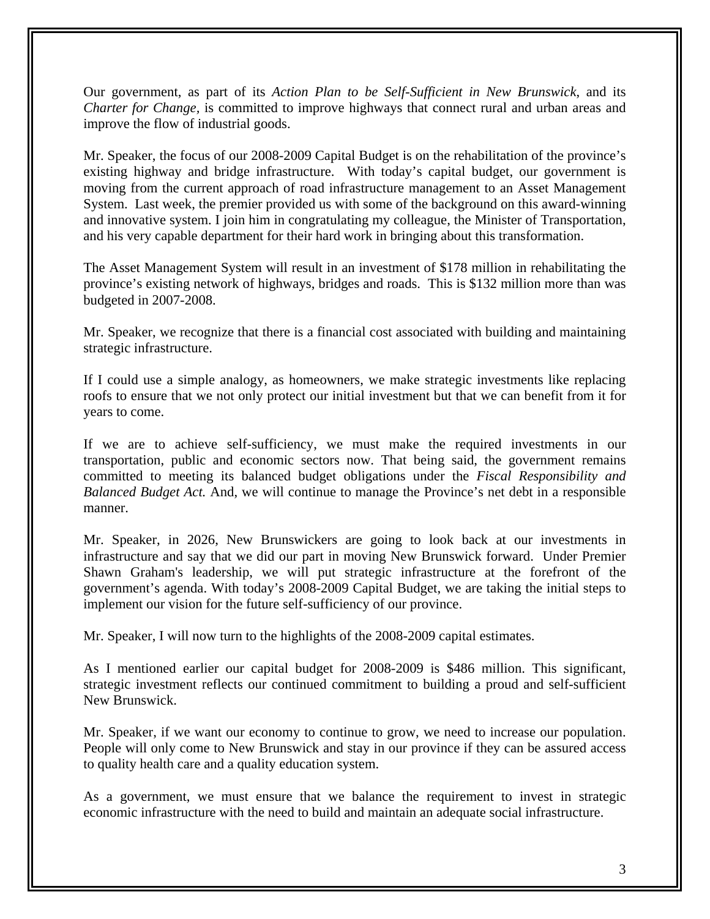Our government, as part of its *Action Plan to be Self-Sufficient in New Brunswick*, and its *Charter for Change*, is committed to improve highways that connect rural and urban areas and improve the flow of industrial goods.

Mr. Speaker, the focus of our 2008-2009 Capital Budget is on the rehabilitation of the province's existing highway and bridge infrastructure. With today's capital budget, our government is moving from the current approach of road infrastructure management to an Asset Management System. Last week, the premier provided us with some of the background on this award-winning and innovative system. I join him in congratulating my colleague, the Minister of Transportation, and his very capable department for their hard work in bringing about this transformation.

The Asset Management System will result in an investment of $178 million in rehabilitating the province's existing network of highways, bridges and roads. This is $132 million more than was budgeted in 2007-2008.

Mr. Speaker, we recognize that there is a financial cost associated with building and maintaining strategic infrastructure.

If I could use a simple analogy, as homeowners, we make strategic investments like replacing roofs to ensure that we not only protect our initial investment but that we can benefit from it for years to come.

If we are to achieve self-sufficiency, we must make the required investments in our transportation, public and economic sectors now. That being said, the government remains committed to meeting its balanced budget obligations under the *Fiscal Responsibility and Balanced Budget Act.* And, we will continue to manage the Province's net debt in a responsible manner.

Mr. Speaker, in 2026, New Brunswickers are going to look back at our investments in infrastructure and say that we did our part in moving New Brunswick forward. Under Premier Shawn Graham's leadership, we will put strategic infrastructure at the forefront of the government's agenda. With today's 2008-2009 Capital Budget, we are taking the initial steps to implement our vision for the future self-sufficiency of our province.

Mr. Speaker, I will now turn to the highlights of the 2008-2009 capital estimates.

As I mentioned earlier our capital budget for 2008-2009 is $486 million. This significant, strategic investment reflects our continued commitment to building a proud and self-sufficient New Brunswick.

Mr. Speaker, if we want our economy to continue to grow, we need to increase our population. People will only come to New Brunswick and stay in our province if they can be assured access to quality health care and a quality education system.

As a government, we must ensure that we balance the requirement to invest in strategic economic infrastructure with the need to build and maintain an adequate social infrastructure.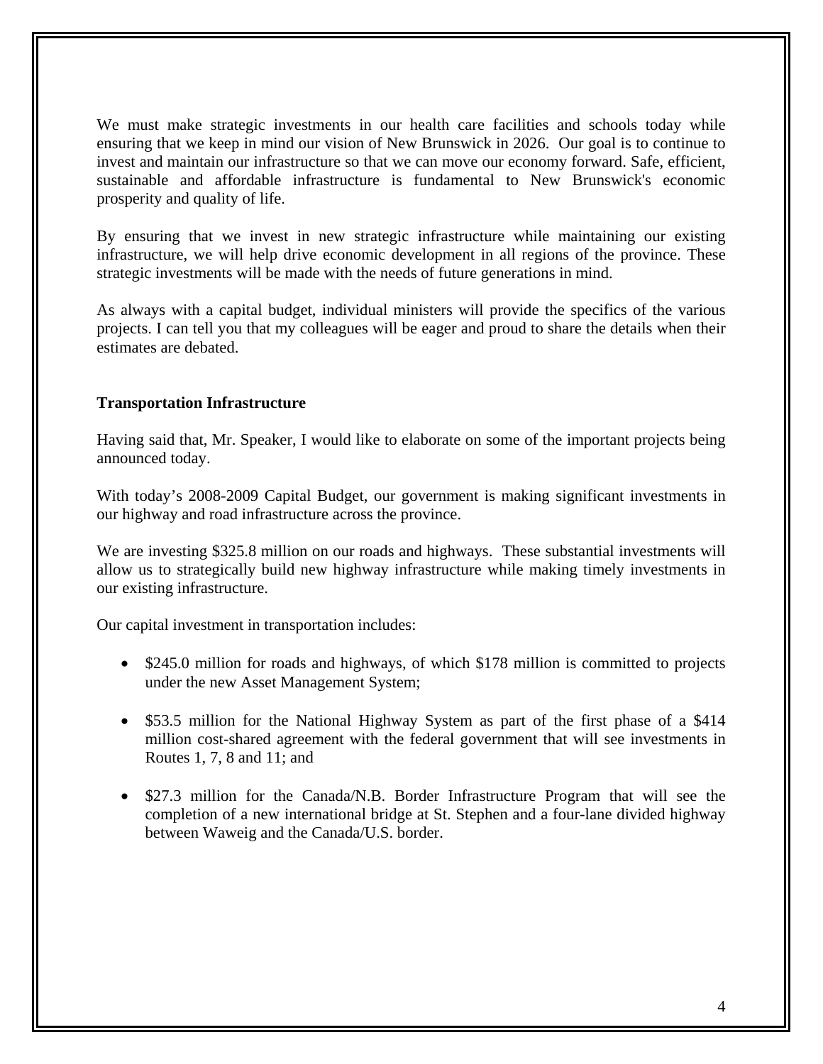We must make strategic investments in our health care facilities and schools today while ensuring that we keep in mind our vision of New Brunswick in 2026. Our goal is to continue to invest and maintain our infrastructure so that we can move our economy forward. Safe, efficient, sustainable and affordable infrastructure is fundamental to New Brunswick's economic prosperity and quality of life.

By ensuring that we invest in new strategic infrastructure while maintaining our existing infrastructure, we will help drive economic development in all regions of the province. These strategic investments will be made with the needs of future generations in mind.

As always with a capital budget, individual ministers will provide the specifics of the various projects. I can tell you that my colleagues will be eager and proud to share the details when their estimates are debated.

**Transportation Infrastructure**

Having said that, Mr. Speaker, I would like to elaborate on some of the important projects being announced today.

With today's 2008-2009 Capital Budget, our government is making significant investments in our highway and road infrastructure across the province.

We are investing $325.8 million on our roads and highways. These substantial investments will allow us to strategically build new highway infrastructure while making timely investments in our existing infrastructure.

Our capital investment in transportation includes:

- $245.0 million for roads and highways, of which $178 million is committed to projects under the new Asset Management System;
- $53.5 million for the National Highway System as part of the first phase of a $414 million cost-shared agreement with the federal government that will see investments in Routes 1, 7, 8 and 11; and
- $27.3 million for the Canada/N.B. Border Infrastructure Program that will see the completion of a new international bridge at St. Stephen and a four-lane divided highway between Waweig and the Canada/U.S. border.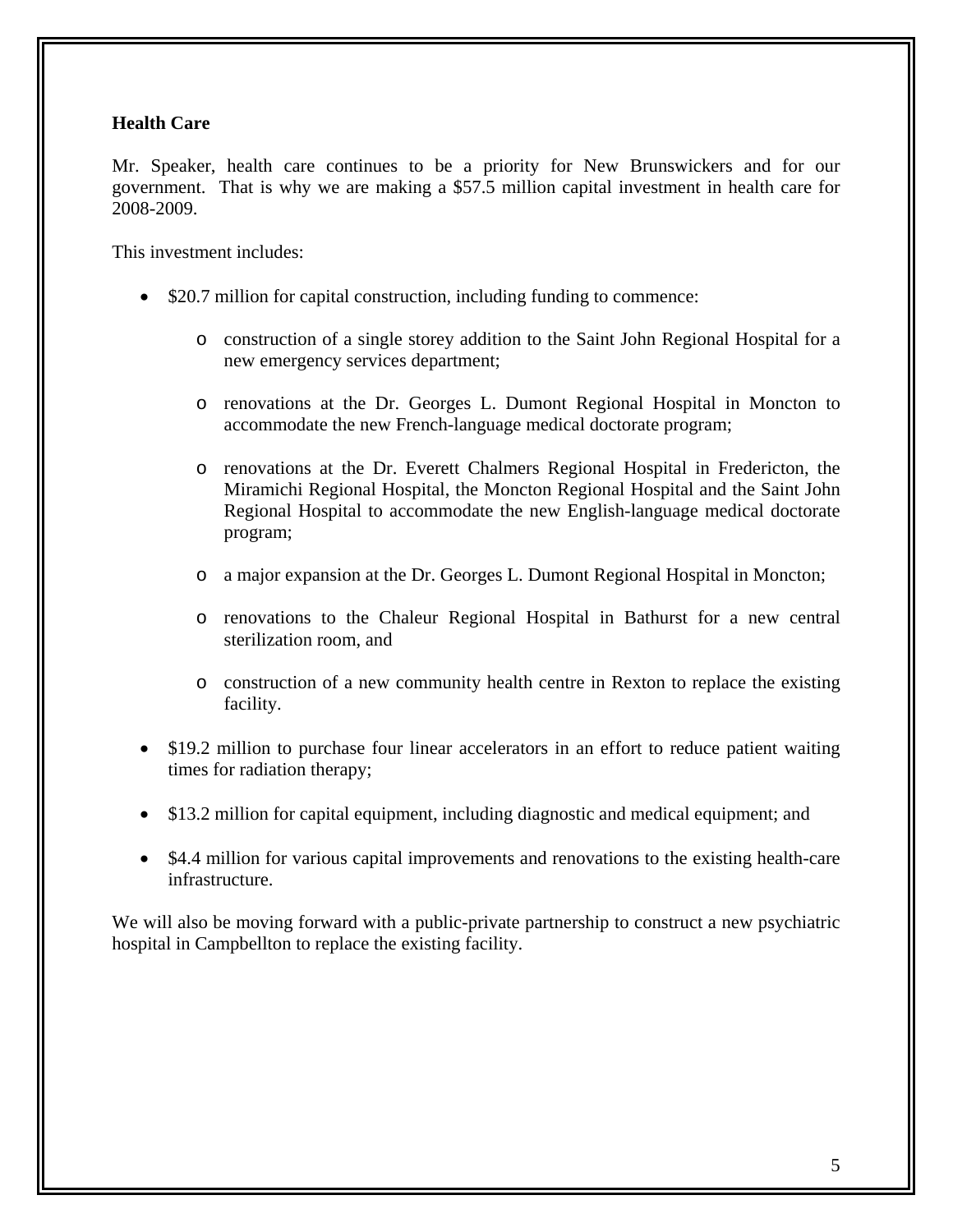## Health Care

Mr. Speaker, health care continues to be a priority for New Brunswickers and for our government. That is why we are making a $57.5 million capital investment in health care for 2008-2009.

This investment includes:

- $20.7 million for capital construction, including funding to commence:
  - construction of a single storey addition to the Saint John Regional Hospital for a new emergency services department;
  - renovations at the Dr. Georges L. Dumont Regional Hospital in Moncton to accommodate the new French-language medical doctorate program;
  - renovations at the Dr. Everett Chalmers Regional Hospital in Fredericton, the Miramichi Regional Hospital, the Moncton Regional Hospital and the Saint John Regional Hospital to accommodate the new English-language medical doctorate program;
  - a major expansion at the Dr. Georges L. Dumont Regional Hospital in Moncton;
  - renovations to the Chaleur Regional Hospital in Bathurst for a new central sterilization room, and
  - construction of a new community health centre in Rexton to replace the existing facility.
- $19.2 million to purchase four linear accelerators in an effort to reduce patient waiting times for radiation therapy;
- $13.2 million for capital equipment, including diagnostic and medical equipment; and
- $4.4 million for various capital improvements and renovations to the existing health-care infrastructure.

We will also be moving forward with a public-private partnership to construct a new psychiatric hospital in Campbellton to replace the existing facility.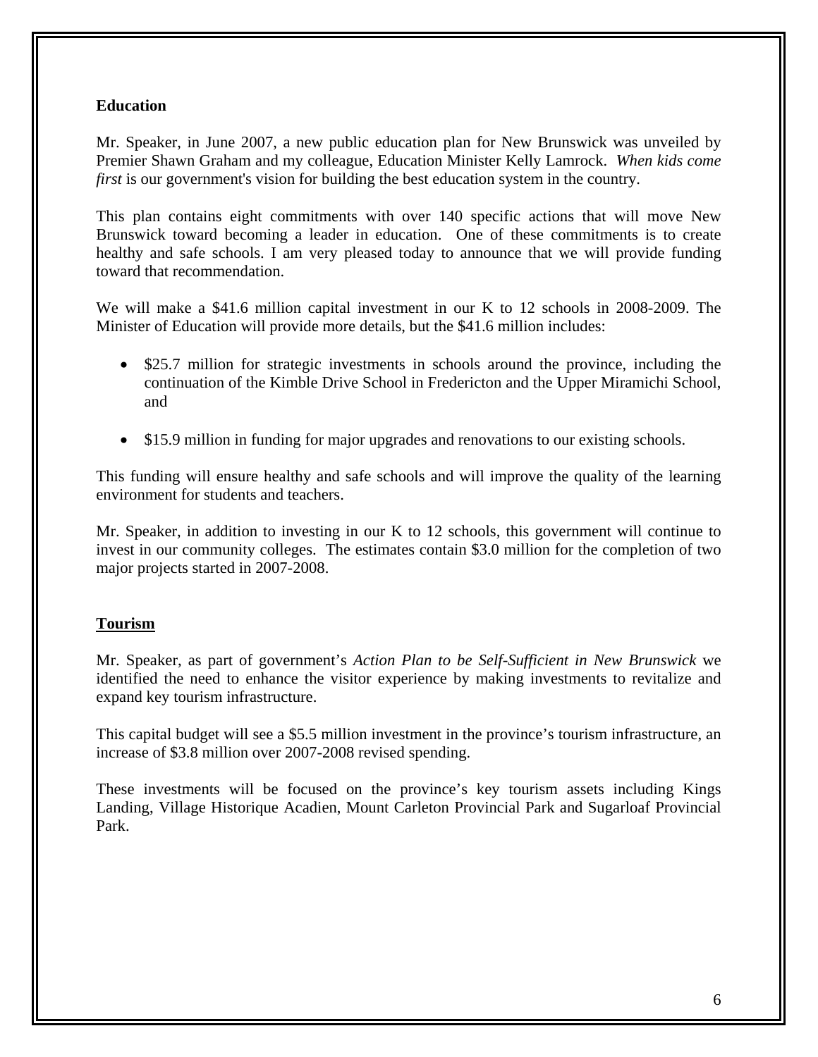## Education

Mr. Speaker, in June 2007, a new public education plan for New Brunswick was unveiled by Premier Shawn Graham and my colleague, Education Minister Kelly Lamrock. *When kids come first* is our government's vision for building the best education system in the country.

This plan contains eight commitments with over 140 specific actions that will move New Brunswick toward becoming a leader in education. One of these commitments is to create healthy and safe schools. I am very pleased today to announce that we will provide funding toward that recommendation.

We will make a $41.6 million capital investment in our K to 12 schools in 2008-2009. The Minister of Education will provide more details, but the $41.6 million includes:

- $25.7 million for strategic investments in schools around the province, including the continuation of the Kimble Drive School in Fredericton and the Upper Miramichi School, and
- $15.9 million in funding for major upgrades and renovations to our existing schools.

This funding will ensure healthy and safe schools and will improve the quality of the learning environment for students and teachers.

Mr. Speaker, in addition to investing in our K to 12 schools, this government will continue to invest in our community colleges. The estimates contain $3.0 million for the completion of two major projects started in 2007-2008.

## Tourism

Mr. Speaker, as part of government's *Action Plan to be Self-Sufficient in New Brunswick* we identified the need to enhance the visitor experience by making investments to revitalize and expand key tourism infrastructure.

This capital budget will see a $5.5 million investment in the province's tourism infrastructure, an increase of $3.8 million over 2007-2008 revised spending.

These investments will be focused on the province's key tourism assets including Kings Landing, Village Historique Acadien, Mount Carleton Provincial Park and Sugarloaf Provincial Park.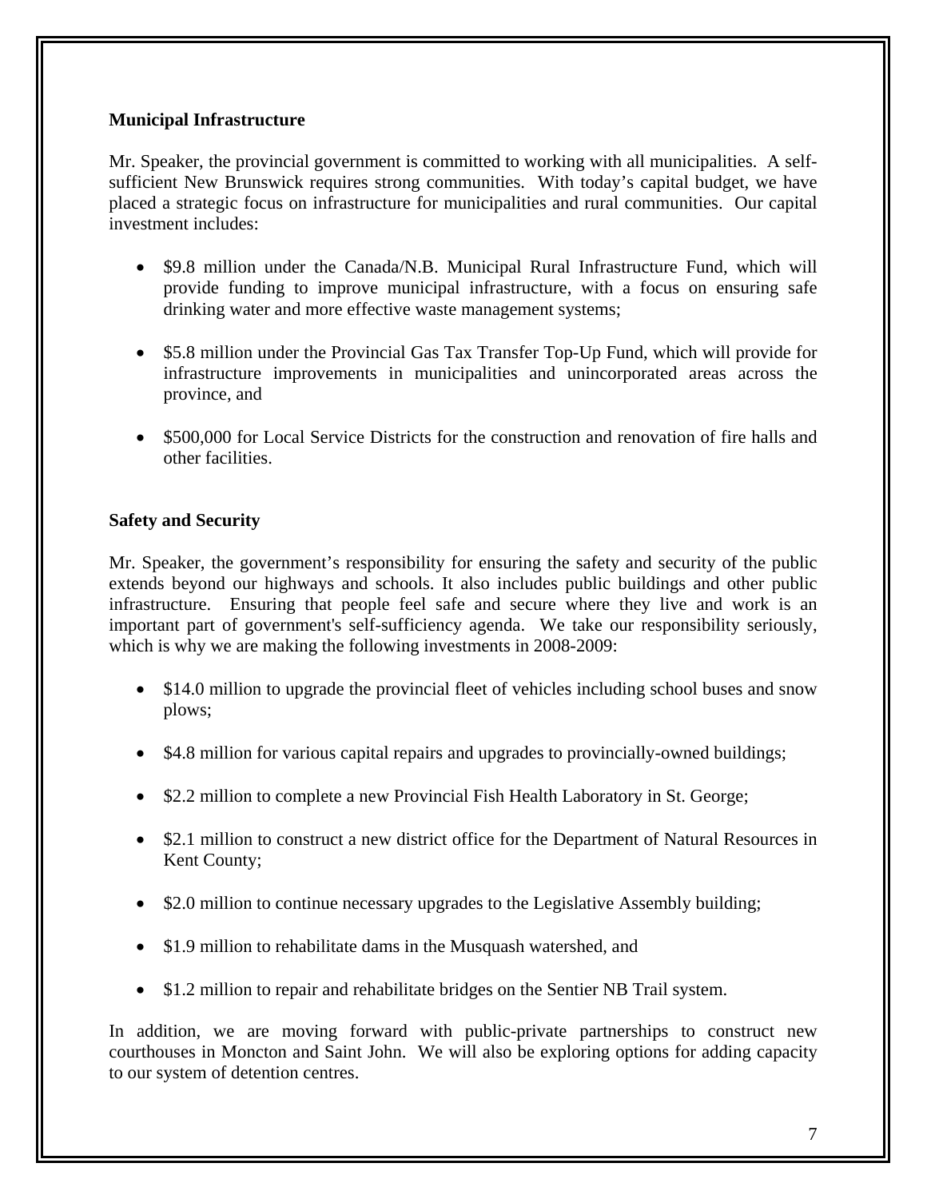**Municipal Infrastructure**

Mr. Speaker, the provincial government is committed to working with all municipalities. A self-sufficient New Brunswick requires strong communities. With today's capital budget, we have placed a strategic focus on infrastructure for municipalities and rural communities. Our capital investment includes:

- $9.8 million under the Canada/N.B. Municipal Rural Infrastructure Fund, which will provide funding to improve municipal infrastructure, with a focus on ensuring safe drinking water and more effective waste management systems;
- $5.8 million under the Provincial Gas Tax Transfer Top-Up Fund, which will provide for infrastructure improvements in municipalities and unincorporated areas across the province, and
- $500,000 for Local Service Districts for the construction and renovation of fire halls and other facilities.

**Safety and Security**

Mr. Speaker, the government's responsibility for ensuring the safety and security of the public extends beyond our highways and schools. It also includes public buildings and other public infrastructure. Ensuring that people feel safe and secure where they live and work is an important part of government's self-sufficiency agenda. We take our responsibility seriously, which is why we are making the following investments in 2008-2009:

- $14.0 million to upgrade the provincial fleet of vehicles including school buses and snow plows;
- $4.8 million for various capital repairs and upgrades to provincially-owned buildings;
- $2.2 million to complete a new Provincial Fish Health Laboratory in St. George;
- $2.1 million to construct a new district office for the Department of Natural Resources in Kent County;
- $2.0 million to continue necessary upgrades to the Legislative Assembly building;
- $1.9 million to rehabilitate dams in the Musquash watershed, and
- $1.2 million to repair and rehabilitate bridges on the Sentier NB Trail system.

In addition, we are moving forward with public-private partnerships to construct new courthouses in Moncton and Saint John. We will also be exploring options for adding capacity to our system of detention centres.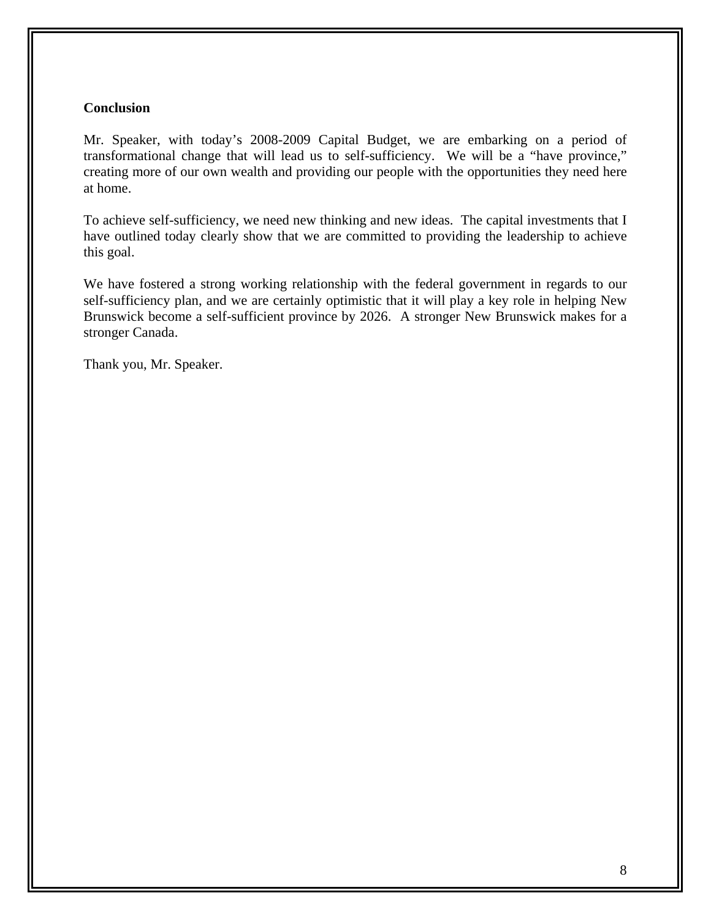**Conclusion**

Mr. Speaker, with today's 2008-2009 Capital Budget, we are embarking on a period of transformational change that will lead us to self-sufficiency. We will be a "have province," creating more of our own wealth and providing our people with the opportunities they need here at home.

To achieve self-sufficiency, we need new thinking and new ideas. The capital investments that I have outlined today clearly show that we are committed to providing the leadership to achieve this goal.

We have fostered a strong working relationship with the federal government in regards to our self-sufficiency plan, and we are certainly optimistic that it will play a key role in helping New Brunswick become a self-sufficient province by 2026. A stronger New Brunswick makes for a stronger Canada.

Thank you, Mr. Speaker.